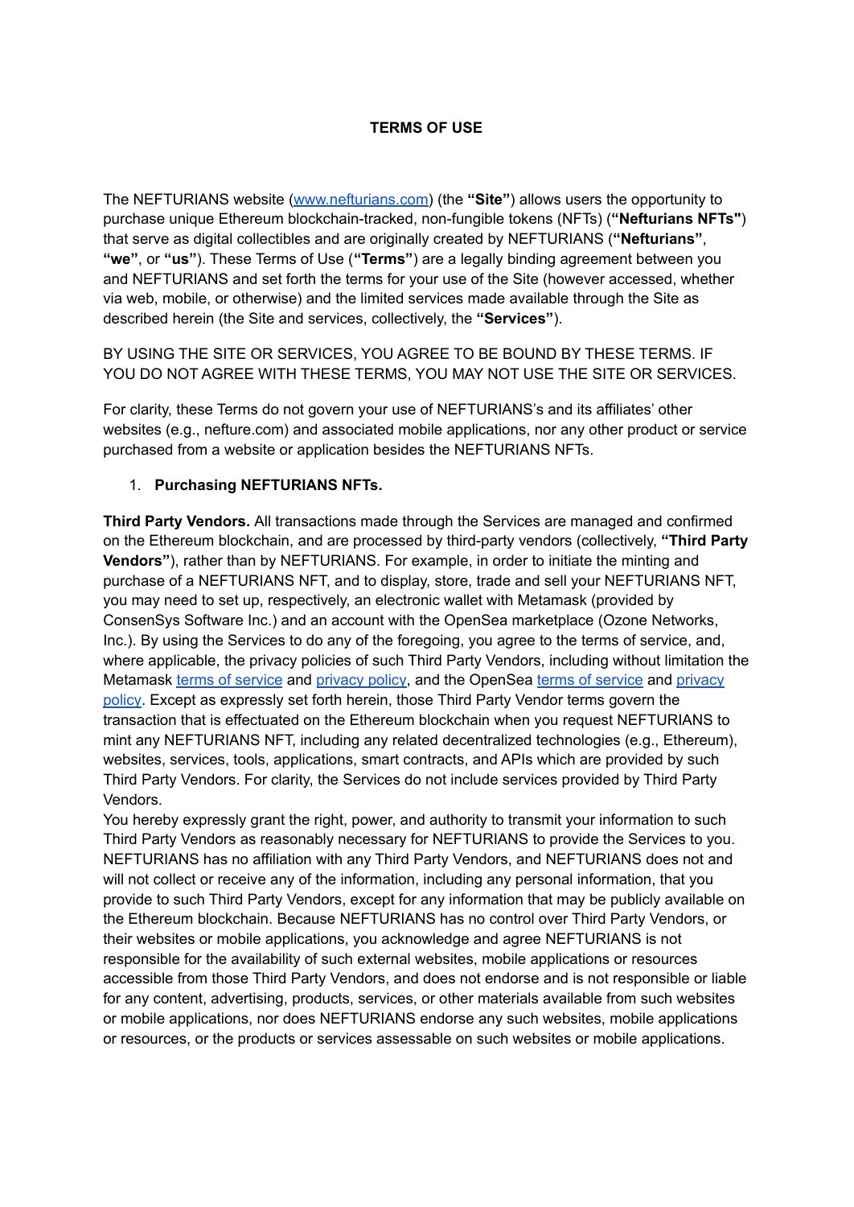# TERMS OF USE

The NEFTURIANS website ([www.nefturians.com](www.nefturians.com)) (the **"Site"**) allows users the opportunity to purchase unique Ethereum blockchain-tracked, non-fungible tokens (NFTs) (**"Nefturians NFTs"**) that serve as digital collectibles and are originally created by NEFTURIANS (**"Nefturians"**, **"we"**, or **"us"**). These Terms of Use (**"Terms"**) are a legally binding agreement between you and NEFTURIANS and set forth the terms for your use of the Site (however accessed, whether via web, mobile, or otherwise) and the limited services made available through the Site as described herein (the Site and services, collectively, the **"Services"**).

BY USING THE SITE OR SERVICES, YOU AGREE TO BE BOUND BY THESE TERMS. IF YOU DO NOT AGREE WITH THESE TERMS, YOU MAY NOT USE THE SITE OR SERVICES.

For clarity, these Terms do not govern your use of NEFTURIANS's and its affiliates' other websites (e.g., nefture.com) and associated mobile applications, nor any other product or service purchased from a website or application besides the NEFTURIANS NFTs.

1. **Purchasing NEFTURIANS NFTs.**

**Third Party Vendors.** All transactions made through the Services are managed and confirmed on the Ethereum blockchain, and are processed by third-party vendors (collectively, **"Third Party Vendors"**), rather than by NEFTURIANS. For example, in order to initiate the minting and purchase of a NEFTURIANS NFT, and to display, store, trade and sell your NEFTURIANS NFT, you may need to set up, respectively, an electronic wallet with Metamask (provided by ConsenSys Software Inc.) and an account with the OpenSea marketplace (Ozone Networks, Inc.). By using the Services to do any of the foregoing, you agree to the terms of service, and, where applicable, the privacy policies of such Third Party Vendors, including without limitation the Metamask terms of service and privacy policy, and the OpenSea terms of service and privacy policy. Except as expressly set forth herein, those Third Party Vendor terms govern the transaction that is effectuated on the Ethereum blockchain when you request NEFTURIANS to mint any NEFTURIANS NFT, including any related decentralized technologies (e.g., Ethereum), websites, services, tools, applications, smart contracts, and APIs which are provided by such Third Party Vendors. For clarity, the Services do not include services provided by Third Party Vendors.

You hereby expressly grant the right, power, and authority to transmit your information to such Third Party Vendors as reasonably necessary for NEFTURIANS to provide the Services to you. NEFTURIANS has no affiliation with any Third Party Vendors, and NEFTURIANS does not and will not collect or receive any of the information, including any personal information, that you provide to such Third Party Vendors, except for any information that may be publicly available on the Ethereum blockchain. Because NEFTURIANS has no control over Third Party Vendors, or their websites or mobile applications, you acknowledge and agree NEFTURIANS is not responsible for the availability of such external websites, mobile applications or resources accessible from those Third Party Vendors, and does not endorse and is not responsible or liable for any content, advertising, products, services, or other materials available from such websites or mobile applications, nor does NEFTURIANS endorse any such websites, mobile applications or resources, or the products or services assessable on such websites or mobile applications.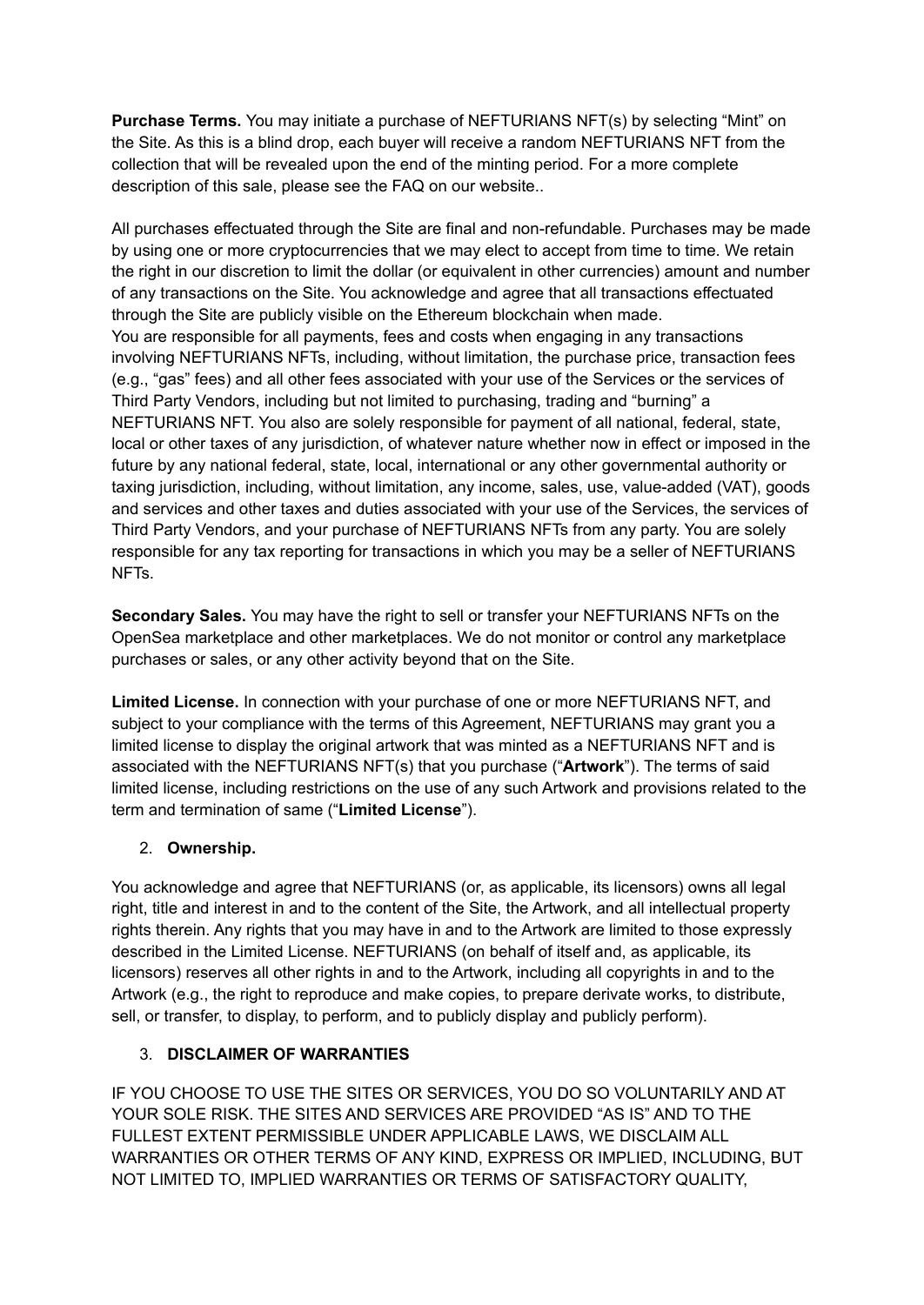**Purchase Terms.** You may initiate a purchase of NEFTURIANS NFT(s) by selecting "Mint" on the Site. As this is a blind drop, each buyer will receive a random NEFTURIANS NFT from the collection that will be revealed upon the end of the minting period. For a more complete description of this sale, please see the FAQ on our website..

All purchases effectuated through the Site are final and non-refundable. Purchases may be made by using one or more cryptocurrencies that we may elect to accept from time to time. We retain the right in our discretion to limit the dollar (or equivalent in other currencies) amount and number of any transactions on the Site. You acknowledge and agree that all transactions effectuated through the Site are publicly visible on the Ethereum blockchain when made.
You are responsible for all payments, fees and costs when engaging in any transactions involving NEFTURIANS NFTs, including, without limitation, the purchase price, transaction fees (e.g., "gas" fees) and all other fees associated with your use of the Services or the services of Third Party Vendors, including but not limited to purchasing, trading and "burning" a NEFTURIANS NFT. You also are solely responsible for payment of all national, federal, state, local or other taxes of any jurisdiction, of whatever nature whether now in effect or imposed in the future by any national federal, state, local, international or any other governmental authority or taxing jurisdiction, including, without limitation, any income, sales, use, value-added (VAT), goods and services and other taxes and duties associated with your use of the Services, the services of Third Party Vendors, and your purchase of NEFTURIANS NFTs from any party. You are solely responsible for any tax reporting for transactions in which you may be a seller of NEFTURIANS NFTs.

**Secondary Sales.** You may have the right to sell or transfer your NEFTURIANS NFTs on the OpenSea marketplace and other marketplaces. We do not monitor or control any marketplace purchases or sales, or any other activity beyond that on the Site.

**Limited License.** In connection with your purchase of one or more NEFTURIANS NFT, and subject to your compliance with the terms of this Agreement, NEFTURIANS may grant you a limited license to display the original artwork that was minted as a NEFTURIANS NFT and is associated with the NEFTURIANS NFT(s) that you purchase ("**Artwork**"). The terms of said limited license, including restrictions on the use of any such Artwork and provisions related to the term and termination of same ("**Limited License**").

2. **Ownership.**

You acknowledge and agree that NEFTURIANS (or, as applicable, its licensors) owns all legal right, title and interest in and to the content of the Site, the Artwork, and all intellectual property rights therein. Any rights that you may have in and to the Artwork are limited to those expressly described in the Limited License. NEFTURIANS (on behalf of itself and, as applicable, its licensors) reserves all other rights in and to the Artwork, including all copyrights in and to the Artwork (e.g., the right to reproduce and make copies, to prepare derivate works, to distribute, sell, or transfer, to display, to perform, and to publicly display and publicly perform).

3. **DISCLAIMER OF WARRANTIES**

IF YOU CHOOSE TO USE THE SITES OR SERVICES, YOU DO SO VOLUNTARILY AND AT YOUR SOLE RISK. THE SITES AND SERVICES ARE PROVIDED "AS IS" AND TO THE FULLEST EXTENT PERMISSIBLE UNDER APPLICABLE LAWS, WE DISCLAIM ALL WARRANTIES OR OTHER TERMS OF ANY KIND, EXPRESS OR IMPLIED, INCLUDING, BUT NOT LIMITED TO, IMPLIED WARRANTIES OR TERMS OF SATISFACTORY QUALITY,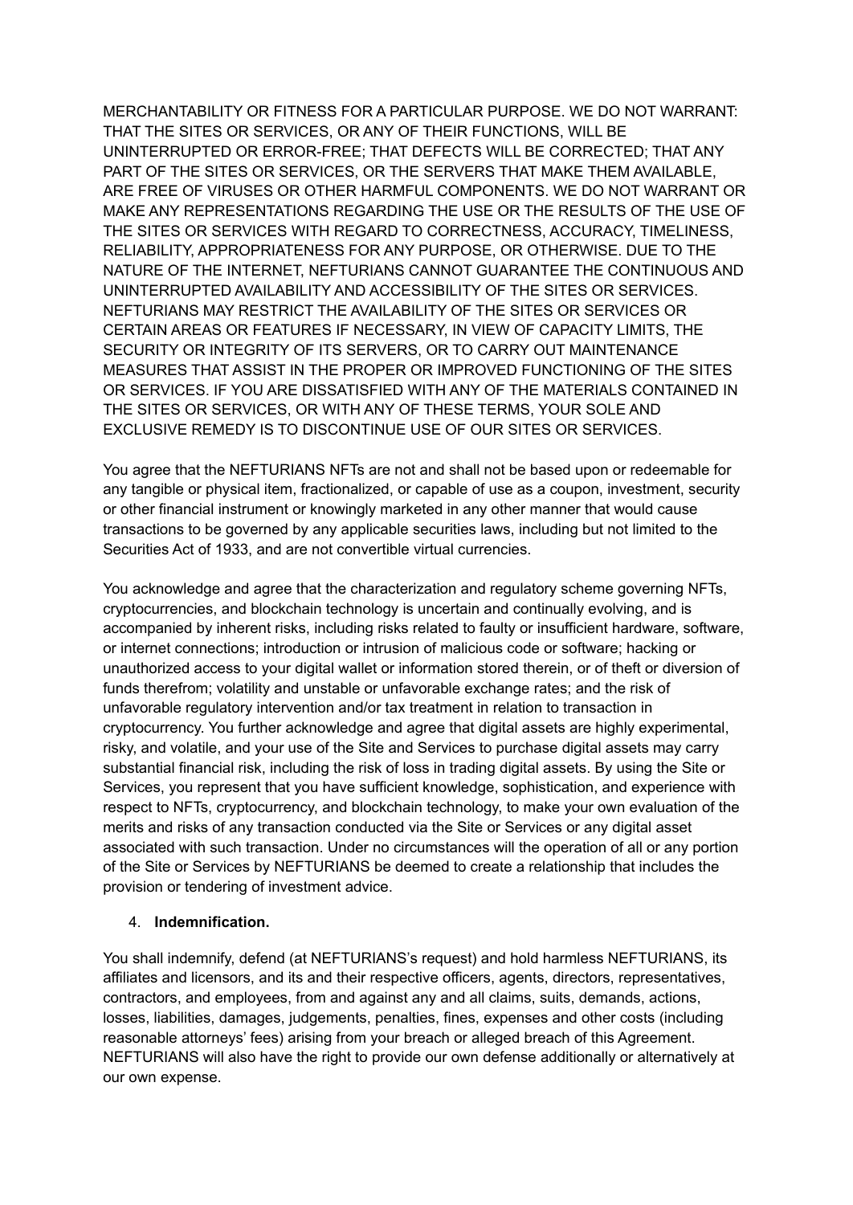MERCHANTABILITY OR FITNESS FOR A PARTICULAR PURPOSE. WE DO NOT WARRANT: THAT THE SITES OR SERVICES, OR ANY OF THEIR FUNCTIONS, WILL BE UNINTERRUPTED OR ERROR-FREE; THAT DEFECTS WILL BE CORRECTED; THAT ANY PART OF THE SITES OR SERVICES, OR THE SERVERS THAT MAKE THEM AVAILABLE, ARE FREE OF VIRUSES OR OTHER HARMFUL COMPONENTS. WE DO NOT WARRANT OR MAKE ANY REPRESENTATIONS REGARDING THE USE OR THE RESULTS OF THE USE OF THE SITES OR SERVICES WITH REGARD TO CORRECTNESS, ACCURACY, TIMELINESS, RELIABILITY, APPROPRIATENESS FOR ANY PURPOSE, OR OTHERWISE. DUE TO THE NATURE OF THE INTERNET, NEFTURIANS CANNOT GUARANTEE THE CONTINUOUS AND UNINTERRUPTED AVAILABILITY AND ACCESSIBILITY OF THE SITES OR SERVICES. NEFTURIANS MAY RESTRICT THE AVAILABILITY OF THE SITES OR SERVICES OR CERTAIN AREAS OR FEATURES IF NECESSARY, IN VIEW OF CAPACITY LIMITS, THE SECURITY OR INTEGRITY OF ITS SERVERS, OR TO CARRY OUT MAINTENANCE MEASURES THAT ASSIST IN THE PROPER OR IMPROVED FUNCTIONING OF THE SITES OR SERVICES. IF YOU ARE DISSATISFIED WITH ANY OF THE MATERIALS CONTAINED IN THE SITES OR SERVICES, OR WITH ANY OF THESE TERMS, YOUR SOLE AND EXCLUSIVE REMEDY IS TO DISCONTINUE USE OF OUR SITES OR SERVICES.

You agree that the NEFTURIANS NFTs are not and shall not be based upon or redeemable for any tangible or physical item, fractionalized, or capable of use as a coupon, investment, security or other financial instrument or knowingly marketed in any other manner that would cause transactions to be governed by any applicable securities laws, including but not limited to the Securities Act of 1933, and are not convertible virtual currencies.

You acknowledge and agree that the characterization and regulatory scheme governing NFTs, cryptocurrencies, and blockchain technology is uncertain and continually evolving, and is accompanied by inherent risks, including risks related to faulty or insufficient hardware, software, or internet connections; introduction or intrusion of malicious code or software; hacking or unauthorized access to your digital wallet or information stored therein, or of theft or diversion of funds therefrom; volatility and unstable or unfavorable exchange rates; and the risk of unfavorable regulatory intervention and/or tax treatment in relation to transaction in cryptocurrency. You further acknowledge and agree that digital assets are highly experimental, risky, and volatile, and your use of the Site and Services to purchase digital assets may carry substantial financial risk, including the risk of loss in trading digital assets. By using the Site or Services, you represent that you have sufficient knowledge, sophistication, and experience with respect to NFTs, cryptocurrency, and blockchain technology, to make your own evaluation of the merits and risks of any transaction conducted via the Site or Services or any digital asset associated with such transaction. Under no circumstances will the operation of all or any portion of the Site or Services by NEFTURIANS be deemed to create a relationship that includes the provision or tendering of investment advice.

4. **Indemnification.**

You shall indemnify, defend (at NEFTURIANS's request) and hold harmless NEFTURIANS, its affiliates and licensors, and its and their respective officers, agents, directors, representatives, contractors, and employees, from and against any and all claims, suits, demands, actions, losses, liabilities, damages, judgements, penalties, fines, expenses and other costs (including reasonable attorneys' fees) arising from your breach or alleged breach of this Agreement. NEFTURIANS will also have the right to provide our own defense additionally or alternatively at our own expense.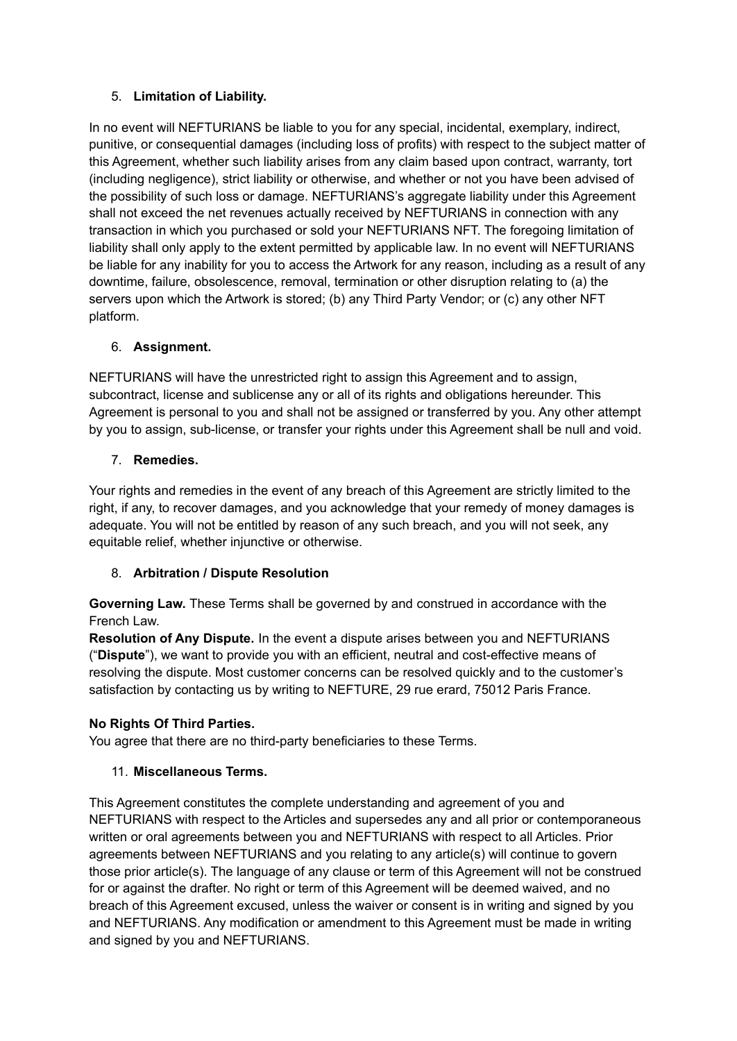5. **Limitation of Liability.**

In no event will NEFTURIANS be liable to you for any special, incidental, exemplary, indirect, punitive, or consequential damages (including loss of profits) with respect to the subject matter of this Agreement, whether such liability arises from any claim based upon contract, warranty, tort (including negligence), strict liability or otherwise, and whether or not you have been advised of the possibility of such loss or damage. NEFTURIANS's aggregate liability under this Agreement shall not exceed the net revenues actually received by NEFTURIANS in connection with any transaction in which you purchased or sold your NEFTURIANS NFT. The foregoing limitation of liability shall only apply to the extent permitted by applicable law. In no event will NEFTURIANS be liable for any inability for you to access the Artwork for any reason, including as a result of any downtime, failure, obsolescence, removal, termination or other disruption relating to (a) the servers upon which the Artwork is stored; (b) any Third Party Vendor; or (c) any other NFT platform.

6. **Assignment.**

NEFTURIANS will have the unrestricted right to assign this Agreement and to assign, subcontract, license and sublicense any or all of its rights and obligations hereunder. This Agreement is personal to you and shall not be assigned or transferred by you. Any other attempt by you to assign, sub-license, or transfer your rights under this Agreement shall be null and void.

7. **Remedies.**

Your rights and remedies in the event of any breach of this Agreement are strictly limited to the right, if any, to recover damages, and you acknowledge that your remedy of money damages is adequate. You will not be entitled by reason of any such breach, and you will not seek, any equitable relief, whether injunctive or otherwise.

8. **Arbitration / Dispute Resolution**

**Governing Law.** These Terms shall be governed by and construed in accordance with the French Law.
**Resolution of Any Dispute.** In the event a dispute arises between you and NEFTURIANS ("**Dispute**"), we want to provide you with an efficient, neutral and cost-effective means of resolving the dispute. Most customer concerns can be resolved quickly and to the customer's satisfaction by contacting us by writing to NEFTURE, 29 rue erard, 75012 Paris France.

**No Rights Of Third Parties.**
You agree that there are no third-party beneficiaries to these Terms.

11. **Miscellaneous Terms.**

This Agreement constitutes the complete understanding and agreement of you and NEFTURIANS with respect to the Articles and supersedes any and all prior or contemporaneous written or oral agreements between you and NEFTURIANS with respect to all Articles. Prior agreements between NEFTURIANS and you relating to any article(s) will continue to govern those prior article(s). The language of any clause or term of this Agreement will not be construed for or against the drafter. No right or term of this Agreement will be deemed waived, and no breach of this Agreement excused, unless the waiver or consent is in writing and signed by you and NEFTURIANS. Any modification or amendment to this Agreement must be made in writing and signed by you and NEFTURIANS.